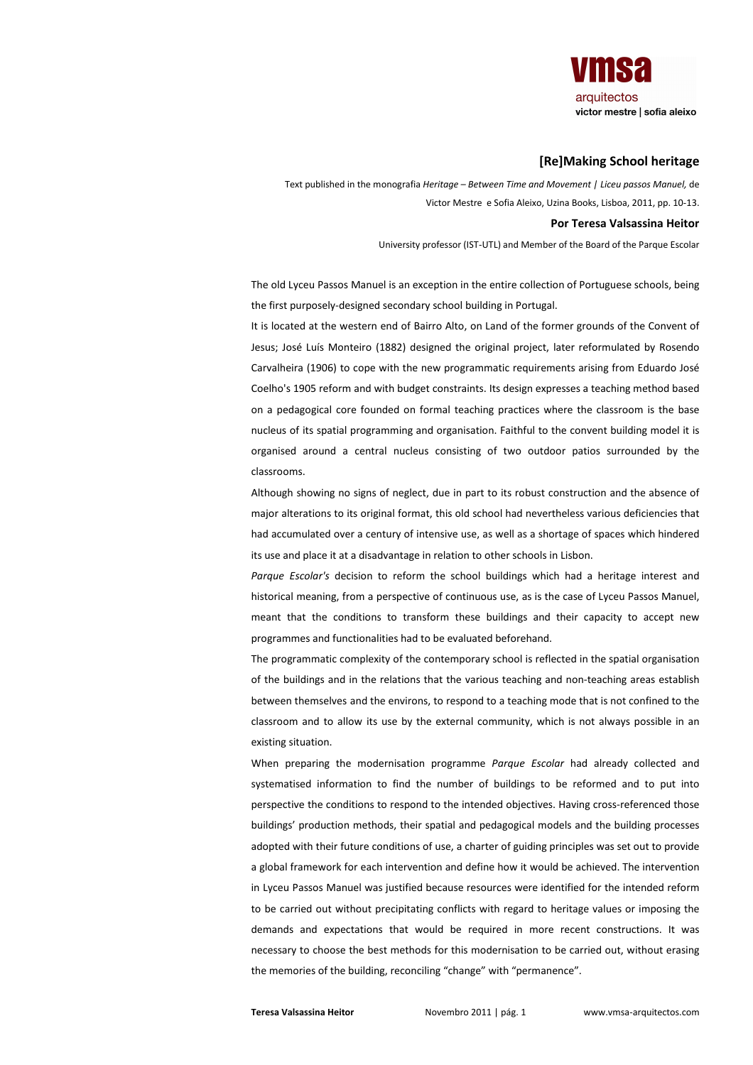## [Re]Making School heritage

Text published in the monografia *Heritage – Between Time and Movement | Liceu passos Manuel,* de Victor Mestre e Sofia Aleixo, Uzina Books, Lisboa, 2011, pp. 10-13.

**Por Teresa Valsassina Heitor**

University professor (IST-UTL) and Member of the Board of the Parque Escolar

The old Lyceu Passos Manuel is an exception in the entire collection of Portuguese schools, being the first purposely-designed secondary school building in Portugal.

It is located at the western end of Bairro Alto, on Land of the former grounds of the Convent of Jesus; José Luís Monteiro (1882) designed the original project, later reformulated by Rosendo Carvalheira (1906) to cope with the new programmatic requirements arising from Eduardo José Coelho's 1905 reform and with budget constraints. Its design expresses a teaching method based on a pedagogical core founded on formal teaching practices where the classroom is the base nucleus of its spatial programming and organisation. Faithful to the convent building model it is organised around a central nucleus consisting of two outdoor patios surrounded by the classrooms.

Although showing no signs of neglect, due in part to its robust construction and the absence of major alterations to its original format, this old school had nevertheless various deficiencies that had accumulated over a century of intensive use, as well as a shortage of spaces which hindered its use and place it at a disadvantage in relation to other schools in Lisbon.

*Parque Escolar's* decision to reform the school buildings which had a heritage interest and historical meaning, from a perspective of continuous use, as is the case of Lyceu Passos Manuel, meant that the conditions to transform these buildings and their capacity to accept new programmes and functionalities had to be evaluated beforehand.

The programmatic complexity of the contemporary school is reflected in the spatial organisation of the buildings and in the relations that the various teaching and non-teaching areas establish between themselves and the environs, to respond to a teaching mode that is not confined to the classroom and to allow its use by the external community, which is not always possible in an existing situation.

When preparing the modernisation programme *Parque Escolar* had already collected and systematised information to find the number of buildings to be reformed and to put into perspective the conditions to respond to the intended objectives. Having cross-referenced those buildings' production methods, their spatial and pedagogical models and the building processes adopted with their future conditions of use, a charter of guiding principles was set out to provide a global framework for each intervention and define how it would be achieved. The intervention in Lyceu Passos Manuel was justified because resources were identified for the intended reform to be carried out without precipitating conflicts with regard to heritage values or imposing the demands and expectations that would be required in more recent constructions. It was necessary to choose the best methods for this modernisation to be carried out, without erasing the memories of the building, reconciling "change" with "permanence".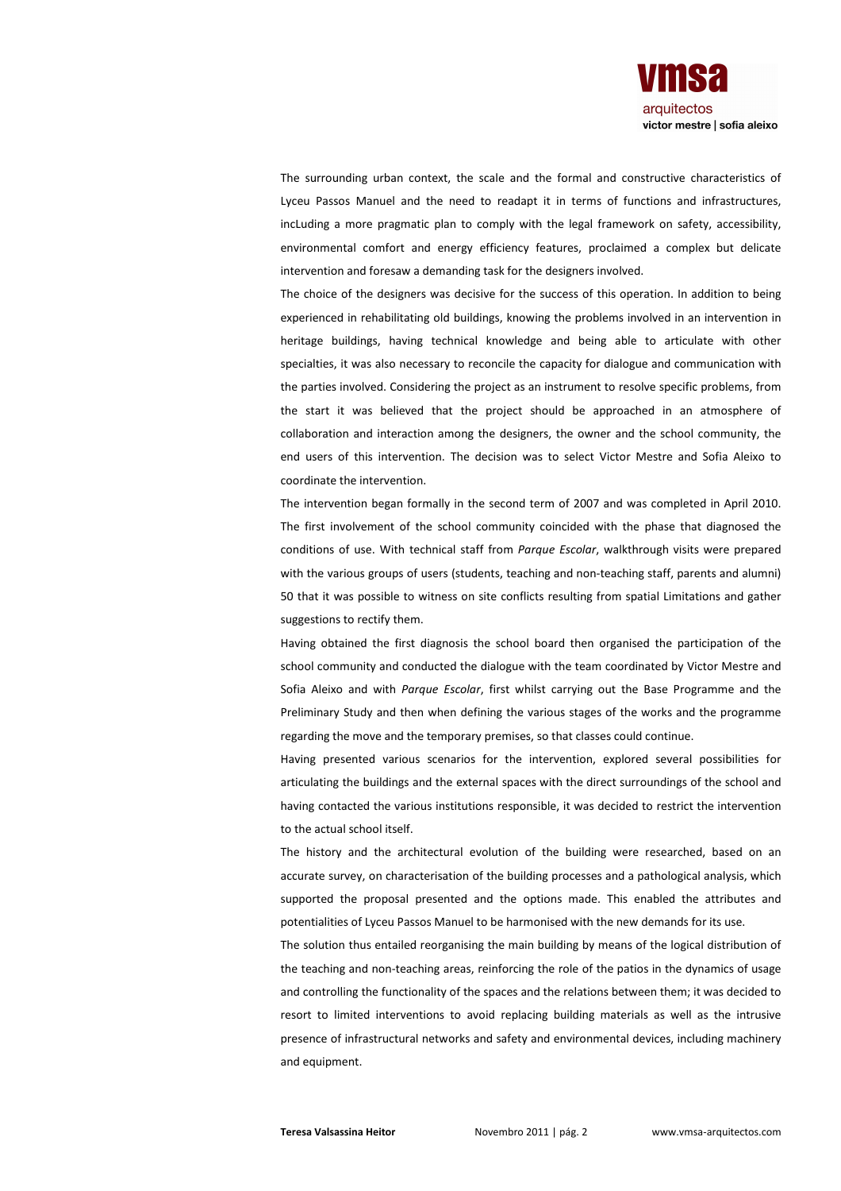The surrounding urban context, the scale and the formal and constructive characteristics of Lyceu Passos Manuel and the need to readapt it in terms of functions and infrastructures, incLuding a more pragmatic plan to comply with the legal framework on safety, accessibility, environmental comfort and energy efficiency features, proclaimed a complex but delicate intervention and foresaw a demanding task for the designers involved.

The choice of the designers was decisive for the success of this operation. In addition to being experienced in rehabilitating old buildings, knowing the problems involved in an intervention in heritage buildings, having technical knowledge and being able to articulate with other specialties, it was also necessary to reconcile the capacity for dialogue and communication with the parties involved. Considering the project as an instrument to resolve specific problems, from the start it was believed that the project should be approached in an atmosphere of collaboration and interaction among the designers, the owner and the school community, the end users of this intervention. The decision was to select Victor Mestre and Sofia Aleixo to coordinate the intervention.

The intervention began formally in the second term of 2007 and was completed in April 2010. The first involvement of the school community coincided with the phase that diagnosed the conditions of use. With technical staff from *Parque Escolar*, walkthrough visits were prepared with the various groups of users (students, teaching and non-teaching staff, parents and alumni) 50 that it was possible to witness on site conflicts resulting from spatial Limitations and gather suggestions to rectify them.

Having obtained the first diagnosis the school board then organised the participation of the school community and conducted the dialogue with the team coordinated by Victor Mestre and Sofia Aleixo and with *Parque Escolar*, first whilst carrying out the Base Programme and the Preliminary Study and then when defining the various stages of the works and the programme regarding the move and the temporary premises, so that classes could continue.

Having presented various scenarios for the intervention, explored several possibilities for articulating the buildings and the external spaces with the direct surroundings of the school and having contacted the various institutions responsible, it was decided to restrict the intervention to the actual school itself.

The history and the architectural evolution of the building were researched, based on an accurate survey, on characterisation of the building processes and a pathological analysis, which supported the proposal presented and the options made. This enabled the attributes and potentialities of Lyceu Passos Manuel to be harmonised with the new demands for its use.

The solution thus entailed reorganising the main building by means of the logical distribution of the teaching and non-teaching areas, reinforcing the role of the patios in the dynamics of usage and controlling the functionality of the spaces and the relations between them; it was decided to resort to limited interventions to avoid replacing building materials as well as the intrusive presence of infrastructural networks and safety and environmental devices, including machinery and equipment.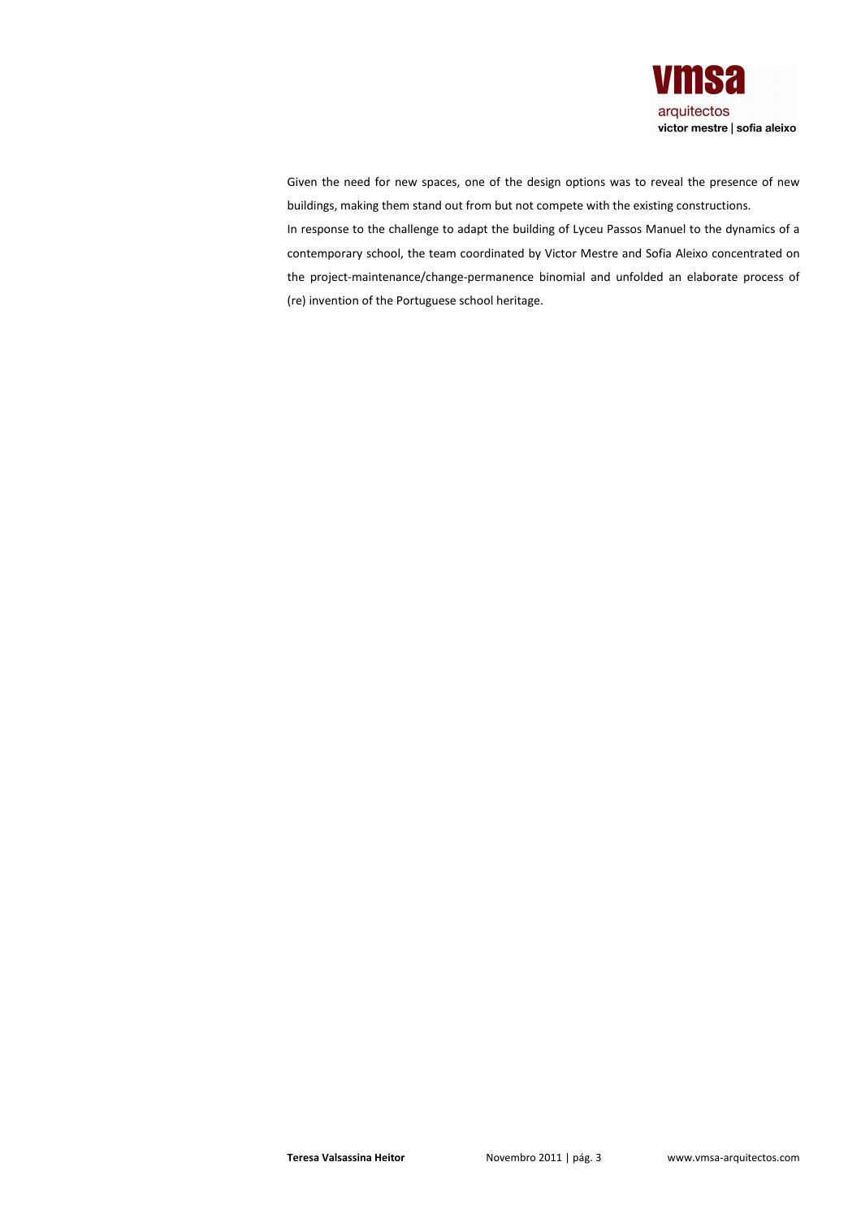Given the need for new spaces, one of the design options was to reveal the presence of new buildings, making them stand out from but not compete with the existing constructions.

In response to the challenge to adapt the building of Lyceu Passos Manuel to the dynamics of a contemporary school, the team coordinated by Victor Mestre and Sofia Aleixo concentrated on the project-maintenance/change-permanence binomial and unfolded an elaborate process of (re) invention of the Portuguese school heritage.